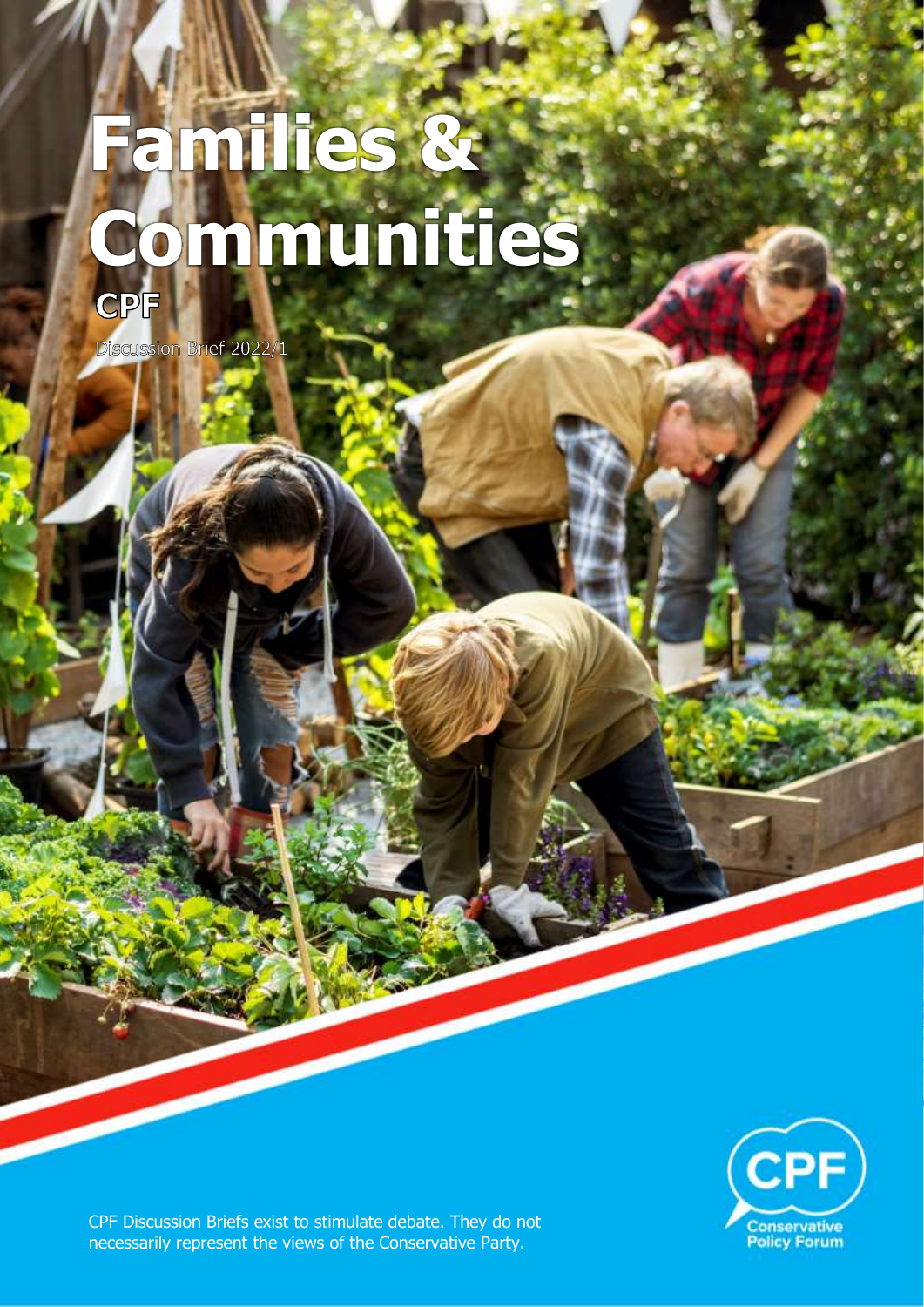# Families & Communities

CPF

Discussion Brief 2022/1

CPF Discussion Briefs exist to stimulate debate. They do not necessarily represent the views of the Conservative Party.

CPF Conservative Policy Forum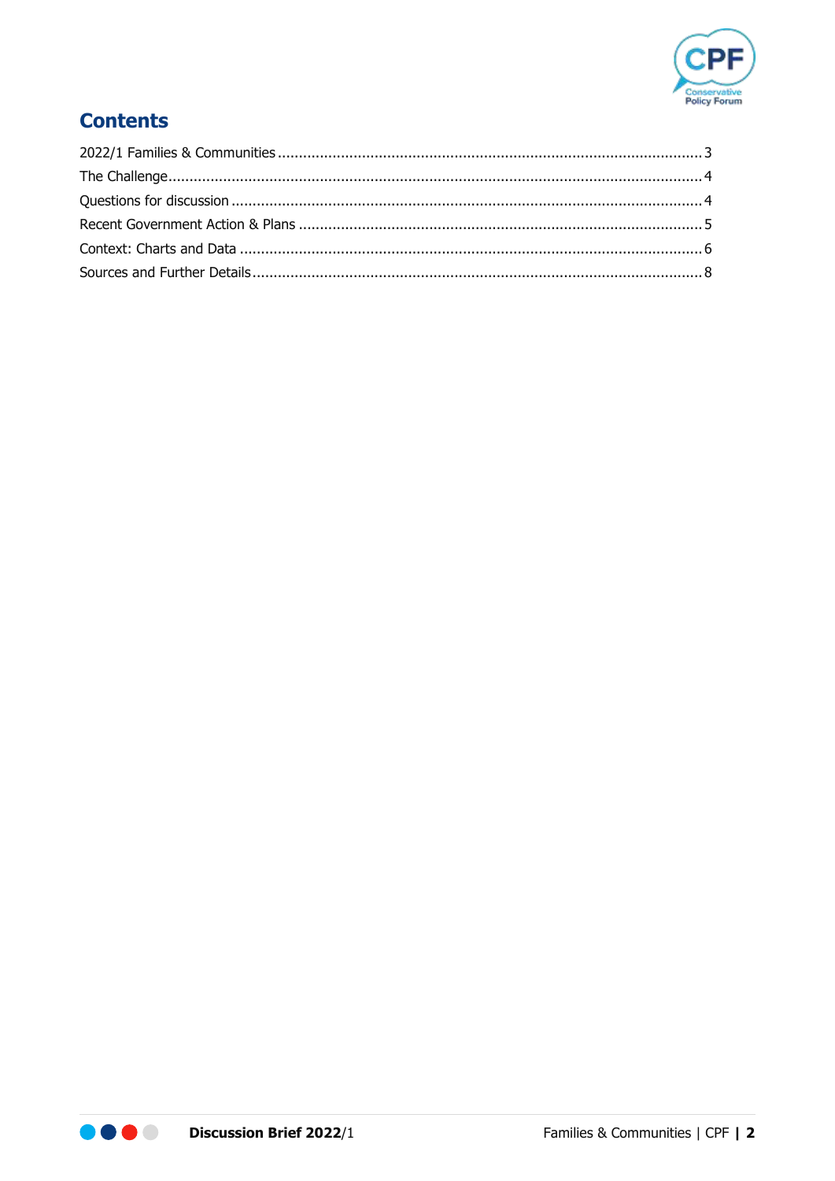## Contents

2022/1 Families & Communities ........................................ 3
The Challenge ........................................ 4
Questions for discussion ........................................ 4
Recent Government Action & Plans ........................................ 5
Context: Charts and Data ........................................ 6
Sources and Further Details ........................................ 8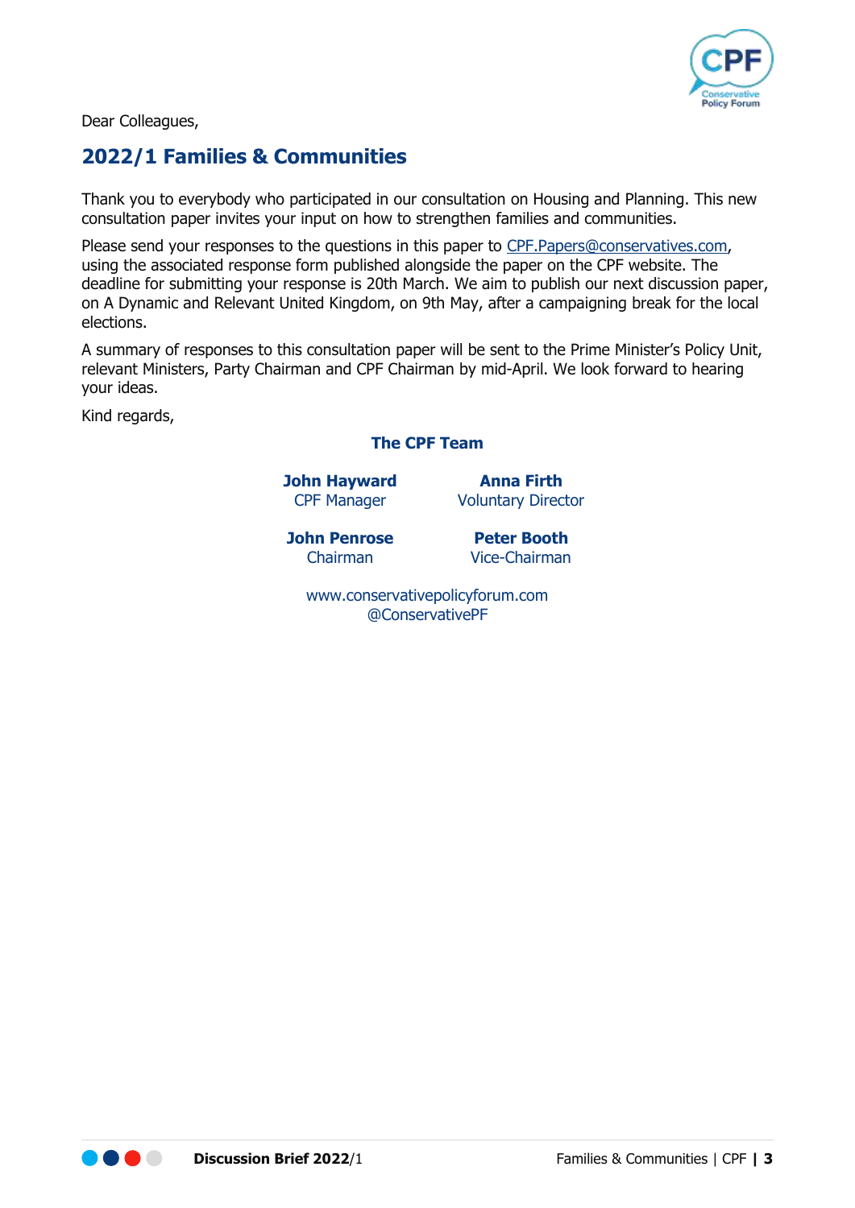Dear Colleagues,

## 2022/1 Families & Communities

Thank you to everybody who participated in our consultation on Housing and Planning. This new consultation paper invites your input on how to strengthen families and communities.

Please send your responses to the questions in this paper to CPF.Papers@conservatives.com, using the associated response form published alongside the paper on the CPF website. The deadline for submitting your response is 20th March. We aim to publish our next discussion paper, on A Dynamic and Relevant United Kingdom, on 9th May, after a campaigning break for the local elections.

A summary of responses to this consultation paper will be sent to the Prime Minister's Policy Unit, relevant Ministers, Party Chairman and CPF Chairman by mid-April. We look forward to hearing your ideas.

Kind regards,

**The CPF Team**

**John Hayward**
CPF Manager

**Anna Firth**
Voluntary Director

**John Penrose**
Chairman

**Peter Booth**
Vice-Chairman

www.conservativepolicyforum.com
@ConservativePF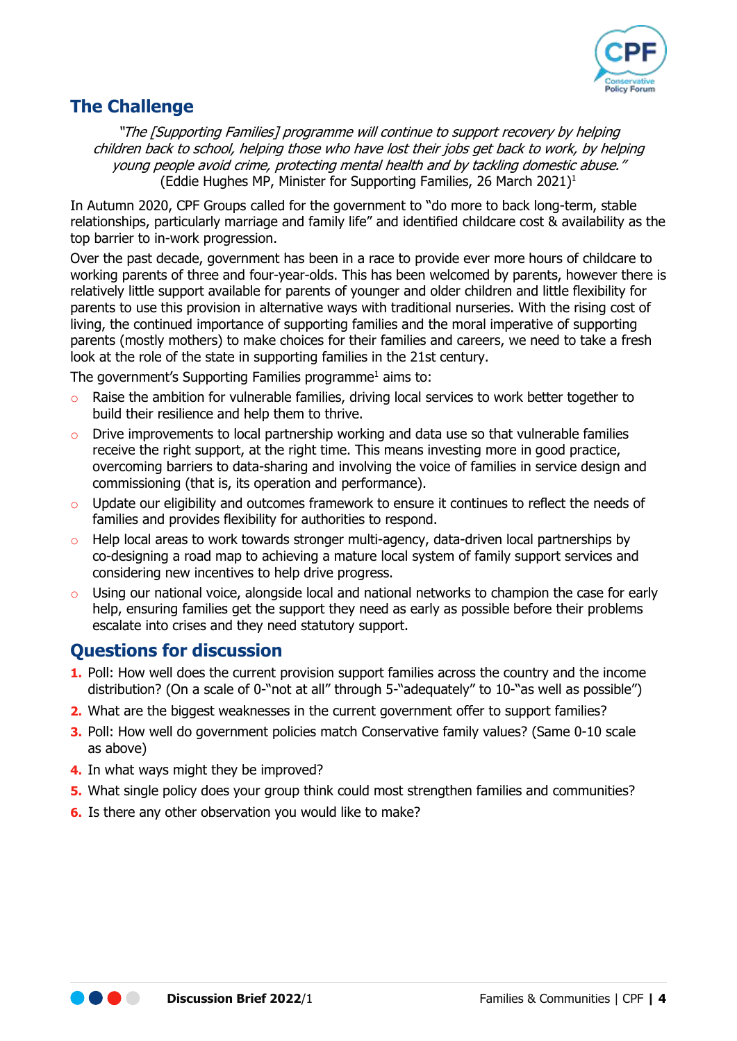## The Challenge

*"The [Supporting Families] programme will continue to support recovery by helping children back to school, helping those who have lost their jobs get back to work, by helping young people avoid crime, protecting mental health and by tackling domestic abuse."* (Eddie Hughes MP, Minister for Supporting Families, 26 March 2021)[1]

In Autumn 2020, CPF Groups called for the government to "do more to back long-term, stable relationships, particularly marriage and family life" and identified childcare cost & availability as the top barrier to in-work progression.

Over the past decade, government has been in a race to provide ever more hours of childcare to working parents of three and four-year-olds. This has been welcomed by parents, however there is relatively little support available for parents of younger and older children and little flexibility for parents to use this provision in alternative ways with traditional nurseries. With the rising cost of living, the continued importance of supporting families and the moral imperative of supporting parents (mostly mothers) to make choices for their families and careers, we need to take a fresh look at the role of the state in supporting families in the 21st century.

The government's Supporting Families programme[1] aims to:

- Raise the ambition for vulnerable families, driving local services to work better together to build their resilience and help them to thrive.
- Drive improvements to local partnership working and data use so that vulnerable families receive the right support, at the right time. This means investing more in good practice, overcoming barriers to data-sharing and involving the voice of families in service design and commissioning (that is, its operation and performance).
- Update our eligibility and outcomes framework to ensure it continues to reflect the needs of families and provides flexibility for authorities to respond.
- Help local areas to work towards stronger multi-agency, data-driven local partnerships by co-designing a road map to achieving a mature local system of family support services and considering new incentives to help drive progress.
- Using our national voice, alongside local and national networks to champion the case for early help, ensuring families get the support they need as early as possible before their problems escalate into crises and they need statutory support.

## Questions for discussion

1. Poll: How well does the current provision support families across the country and the income distribution? (On a scale of 0-"not at all" through 5-"adequately" to 10-"as well as possible")
2. What are the biggest weaknesses in the current government offer to support families?
3. Poll: How well do government policies match Conservative family values? (Same 0-10 scale as above)
4. In what ways might they be improved?
5. What single policy does your group think could most strengthen families and communities?
6. Is there any other observation you would like to make?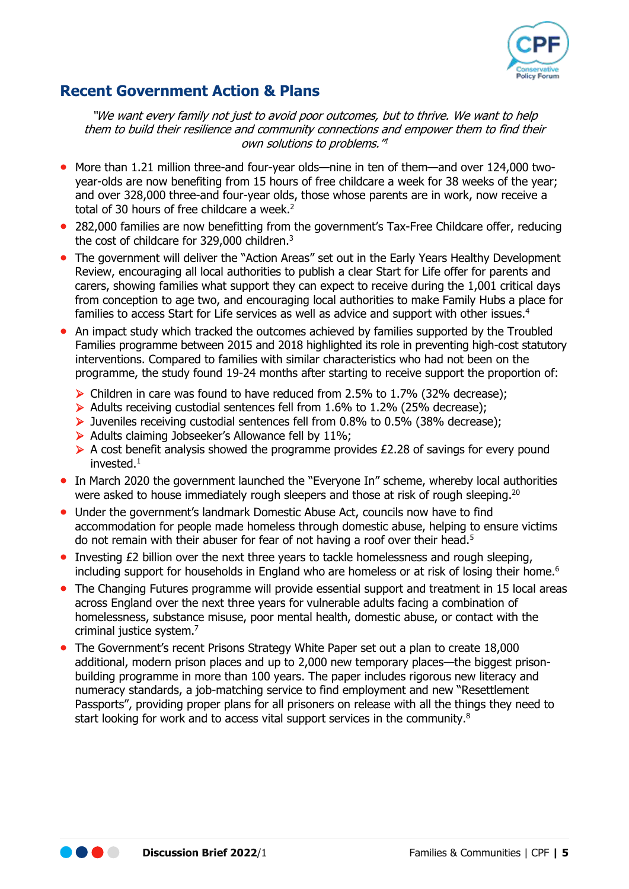## Recent Government Action & Plans

> *"We want every family not just to avoid poor outcomes, but to thrive. We want to help them to build their resilience and community connections and empower them to find their own solutions to problems."*[1]

- More than 1.21 million three-and four-year olds—nine in ten of them—and over 124,000 two-year-olds are now benefiting from 15 hours of free childcare a week for 38 weeks of the year; and over 328,000 three-and four-year olds, those whose parents are in work, now receive a total of 30 hours of free childcare a week.[2]
- 282,000 families are now benefitting from the government's Tax-Free Childcare offer, reducing the cost of childcare for 329,000 children.[3]
- The government will deliver the "Action Areas" set out in the Early Years Healthy Development Review, encouraging all local authorities to publish a clear Start for Life offer for parents and carers, showing families what support they can expect to receive during the 1,001 critical days from conception to age two, and encouraging local authorities to make Family Hubs a place for families to access Start for Life services as well as advice and support with other issues.[4]
- An impact study which tracked the outcomes achieved by families supported by the Troubled Families programme between 2015 and 2018 highlighted its role in preventing high-cost statutory interventions. Compared to families with similar characteristics who had not been on the programme, the study found 19-24 months after starting to receive support the proportion of:
  - Children in care was found to have reduced from 2.5% to 1.7% (32% decrease);
  - Adults receiving custodial sentences fell from 1.6% to 1.2% (25% decrease);
  - Juveniles receiving custodial sentences fell from 0.8% to 0.5% (38% decrease);
  - Adults claiming Jobseeker's Allowance fell by 11%;
  - A cost benefit analysis showed the programme provides £2.28 of savings for every pound invested.[1]
- In March 2020 the government launched the "Everyone In" scheme, whereby local authorities were asked to house immediately rough sleepers and those at risk of rough sleeping.[20]
- Under the government's landmark Domestic Abuse Act, councils now have to find accommodation for people made homeless through domestic abuse, helping to ensure victims do not remain with their abuser for fear of not having a roof over their head.[5]
- Investing £2 billion over the next three years to tackle homelessness and rough sleeping, including support for households in England who are homeless or at risk of losing their home.[6]
- The Changing Futures programme will provide essential support and treatment in 15 local areas across England over the next three years for vulnerable adults facing a combination of homelessness, substance misuse, poor mental health, domestic abuse, or contact with the criminal justice system.[7]
- The Government's recent Prisons Strategy White Paper set out a plan to create 18,000 additional, modern prison places and up to 2,000 new temporary places—the biggest prison-building programme in more than 100 years. The paper includes rigorous new literacy and numeracy standards, a job-matching service to find employment and new "Resettlement Passports", providing proper plans for all prisoners on release with all the things they need to start looking for work and to access vital support services in the community.[8]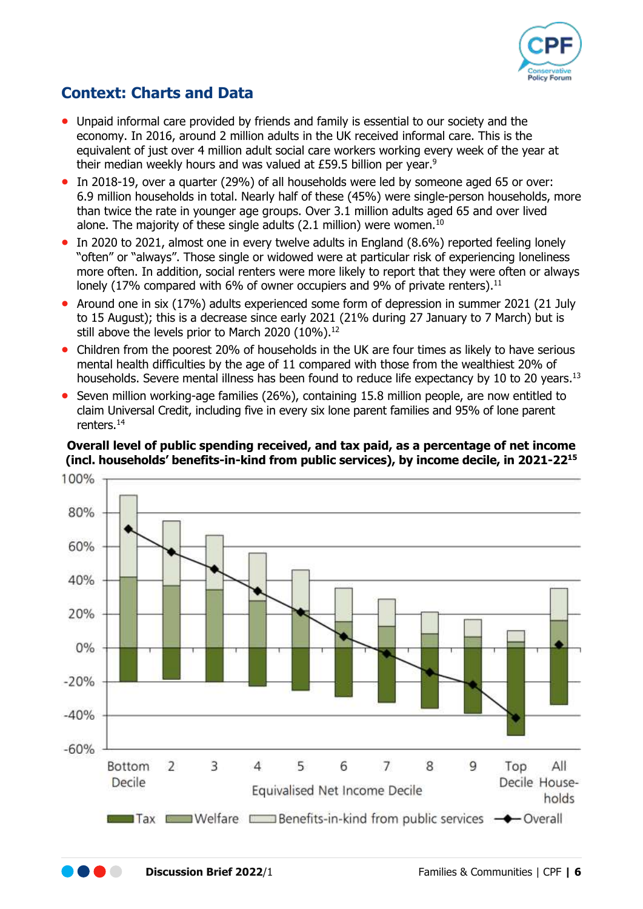## Context: Charts and Data

- Unpaid informal care provided by friends and family is essential to our society and the economy. In 2016, around 2 million adults in the UK received informal care. This is the equivalent of just over 4 million adult social care workers working every week of the year at their median weekly hours and was valued at £59.5 billion per year.[9]
- In 2018-19, over a quarter (29%) of all households were led by someone aged 65 or over: 6.9 million households in total. Nearly half of these (45%) were single-person households, more than twice the rate in younger age groups. Over 3.1 million adults aged 65 and over lived alone. The majority of these single adults (2.1 million) were women.[10]
- In 2020 to 2021, almost one in every twelve adults in England (8.6%) reported feeling lonely "often" or "always". Those single or widowed were at particular risk of experiencing loneliness more often. In addition, social renters were more likely to report that they were often or always lonely (17% compared with 6% of owner occupiers and 9% of private renters).[11]
- Around one in six (17%) adults experienced some form of depression in summer 2021 (21 July to 15 August); this is a decrease since early 2021 (21% during 27 January to 7 March) but is still above the levels prior to March 2020 (10%).[12]
- Children from the poorest 20% of households in the UK are four times as likely to have serious mental health difficulties by the age of 11 compared with those from the wealthiest 20% of households. Severe mental illness has been found to reduce life expectancy by 10 to 20 years.[13]
- Seven million working-age families (26%), containing 15.8 million people, are now entitled to claim Universal Credit, including five in every six lone parent families and 95% of lone parent renters.[14]

**Overall level of public spending received, and tax paid, as a percentage of net income (incl. households' benefits-in-kind from public services), by income decile, in 2021-22[15]**

Equivalised Net Income Decile: Bottom Decile, 2, 3, 4, 5, 6, 7, 8, 9, Top Decile, All Households

Legend: Tax, Welfare, Benefits-in-kind from public services, Overall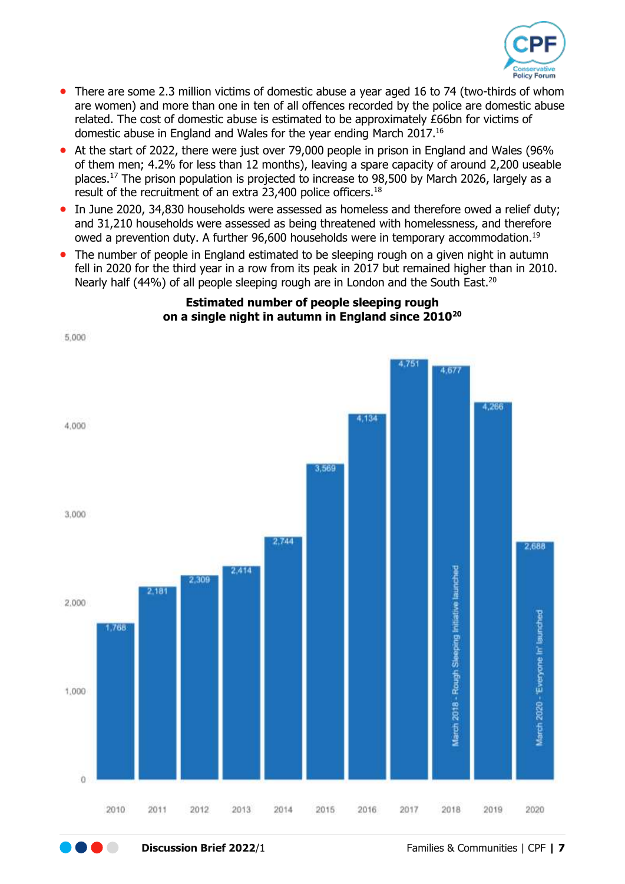- There are some 2.3 million victims of domestic abuse a year aged 16 to 74 (two-thirds of whom are women) and more than one in ten of all offences recorded by the police are domestic abuse related. The cost of domestic abuse is estimated to be approximately £66bn for victims of domestic abuse in England and Wales for the year ending March 2017.[16]
- At the start of 2022, there were just over 79,000 people in prison in England and Wales (96% of them men; 4.2% for less than 12 months), leaving a spare capacity of around 2,200 useable places.[17] The prison population is projected to increase to 98,500 by March 2026, largely as a result of the recruitment of an extra 23,400 police officers.[18]
- In June 2020, 34,830 households were assessed as homeless and therefore owed a relief duty; and 31,210 households were assessed as being threatened with homelessness, and therefore owed a prevention duty. A further 96,600 households were in temporary accommodation.[19]
- The number of people in England estimated to be sleeping rough on a given night in autumn fell in 2020 for the third year in a row from its peak in 2017 but remained higher than in 2010. Nearly half (44%) of all people sleeping rough are in London and the South East.[20]

**Estimated number of people sleeping rough on a single night in autumn in England since 2010[20]**

| Year | Number |
|---|---|
| 2010 | 1,768 |
| 2011 | 2,181 |
| 2012 | 2,309 |
| 2013 | 2,414 |
| 2014 | 2,744 |
| 2015 | 3,569 |
| 2016 | 4,134 |
| 2017 | 4,751 |
| 2018 | 4,677 (March 2018 - Rough Sleeping Initiative launched) |
| 2019 | 4,266 |
| 2020 | 2,688 (March 2020 - 'Everyone In' launched) |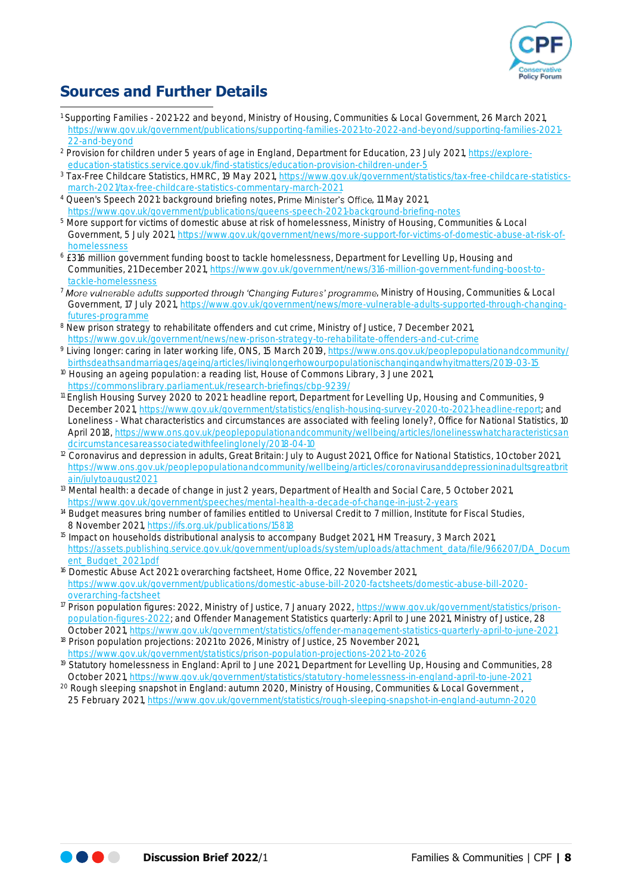## Sources and Further Details

[1] Supporting Families - 2021-22 and beyond, Ministry of Housing, Communities & Local Government, 26 March 2021, https://www.gov.uk/government/publications/supporting-families-2021-to-2022-and-beyond/supporting-families-2021-22-and-beyond

[2] Provision for children under 5 years of age in England, Department for Education, 23 July 2021, https://explore-education-statistics.service.gov.uk/find-statistics/education-provision-children-under-5

[3] Tax-Free Childcare Statistics, HMRC, 19 May 2021, https://www.gov.uk/government/statistics/tax-free-childcare-statistics-march-2021/tax-free-childcare-statistics-commentary-march-2021

[4] Queen's Speech 2021: background briefing notes, Prime Minister's Office, 11 May 2021, https://www.gov.uk/government/publications/queens-speech-2021-background-briefing-notes

[5] More support for victims of domestic abuse at risk of homelessness, Ministry of Housing, Communities & Local Government, 5 July 2021, https://www.gov.uk/government/news/more-support-for-victims-of-domestic-abuse-at-risk-of-homelessness

[6] £316 million government funding boost to tackle homelessness, Department for Levelling Up, Housing and Communities, 21 December 2021, https://www.gov.uk/government/news/316-million-government-funding-boost-to-tackle-homelessness

[7] *More vulnerable adults supported through 'Changing Futures' programme*, Ministry of Housing, Communities & Local Government, 17 July 2021, https://www.gov.uk/government/news/more-vulnerable-adults-supported-through-changing-futures-programme

[8] New prison strategy to rehabilitate offenders and cut crime, Ministry of Justice, 7 December 2021, https://www.gov.uk/government/news/new-prison-strategy-to-rehabilitate-offenders-and-cut-crime

[9] Living longer: caring in later working life, ONS, 15 March 2019, https://www.ons.gov.uk/peoplepopulationandcommunity/birthsdeathsandmarriages/ageing/articles/livinglongerhowourpopulationischangingandwhyitmatters/2019-03-15

[10] Housing an ageing population: a reading list, House of Commons Library, 3 June 2021, https://commonslibrary.parliament.uk/research-briefings/cbp-9239/

[11] English Housing Survey 2020 to 2021: headline report, Department for Levelling Up, Housing and Communities, 9 December 2021, https://www.gov.uk/government/statistics/english-housing-survey-2020-to-2021-headline-report; and Loneliness - What characteristics and circumstances are associated with feeling lonely?, Office for National Statistics, 10 April 2018, https://www.ons.gov.uk/peoplepopulationandcommunity/wellbeing/articles/lonelinesswhatcharacteristicsandcircumstancesareassociatedwithfeelinglonely/2018-04-10

[12] Coronavirus and depression in adults, Great Britain: July to August 2021, Office for National Statistics, 1 October 2021, https://www.ons.gov.uk/peoplepopulationandcommunity/wellbeing/articles/coronavirusanddepressioninadultsgreatbritain/julytoaugust2021

[13] Mental health: a decade of change in just 2 years, Department of Health and Social Care, 5 October 2021, https://www.gov.uk/government/speeches/mental-health-a-decade-of-change-in-just-2-years

[14] Budget measures bring number of families entitled to Universal Credit to 7 million, Institute for Fiscal Studies, 8 November 2021, https://ifs.org.uk/publications/15818

[15] Impact on households distributional analysis to accompany Budget 2021, HM Treasury, 3 March 2021, https://assets.publishing.service.gov.uk/government/uploads/system/uploads/attachment_data/file/966207/DA_Document_Budget_2021.pdf

[16] Domestic Abuse Act 2021: overarching factsheet, Home Office, 22 November 2021, https://www.gov.uk/government/publications/domestic-abuse-bill-2020-factsheets/domestic-abuse-bill-2020-overarching-factsheet

[17] Prison population figures: 2022, Ministry of Justice, 7 January 2022, https://www.gov.uk/government/statistics/prison-population-figures-2022; and Offender Management Statistics quarterly: April to June 2021, Ministry of Justice, 28 October 2021, https://www.gov.uk/government/statistics/offender-management-statistics-quarterly-april-to-june-2021

[18] Prison population projections: 2021 to 2026, Ministry of Justice, 25 November 2021, https://www.gov.uk/government/statistics/prison-population-projections-2021-to-2026

[19] Statutory homelessness in England: April to June 2021, Department for Levelling Up, Housing and Communities, 28 October 2021, https://www.gov.uk/government/statistics/statutory-homelessness-in-england-april-to-june-2021

[20] Rough sleeping snapshot in England: autumn 2020, Ministry of Housing, Communities & Local Government , 25 February 2021, https://www.gov.uk/government/statistics/rough-sleeping-snapshot-in-england-autumn-2020